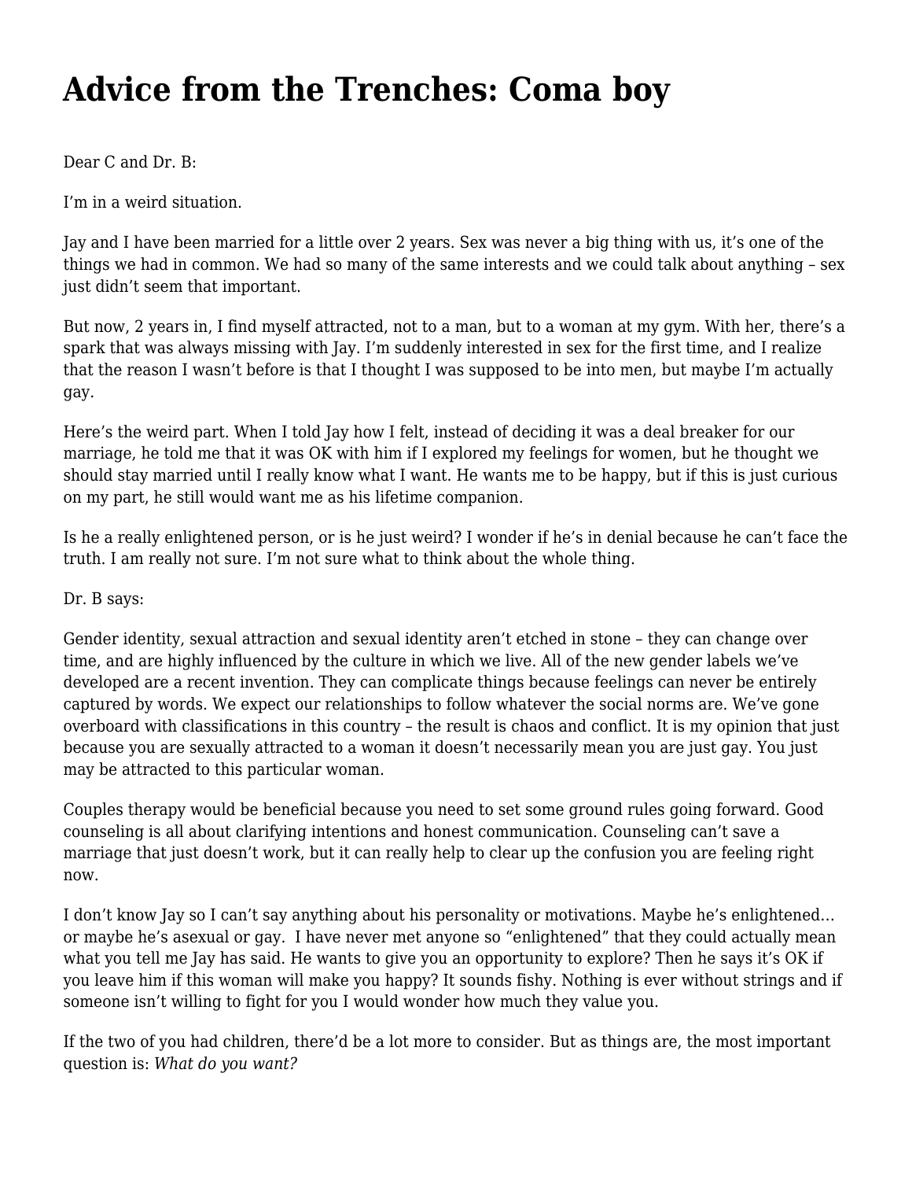# Advice from the Trenches: Coma boy

Dear C and Dr. B:

I'm in a weird situation.

Jay and I have been married for a little over 2 years. Sex was never a big thing with us, it's one of the things we had in common. We had so many of the same interests and we could talk about anything – sex just didn't seem that important.

But now, 2 years in, I find myself attracted, not to a man, but to a woman at my gym. With her, there's a spark that was always missing with Jay. I'm suddenly interested in sex for the first time, and I realize that the reason I wasn't before is that I thought I was supposed to be into men, but maybe I'm actually gay.

Here's the weird part. When I told Jay how I felt, instead of deciding it was a deal breaker for our marriage, he told me that it was OK with him if I explored my feelings for women, but he thought we should stay married until I really know what I want. He wants me to be happy, but if this is just curious on my part, he still would want me as his lifetime companion.

Is he a really enlightened person, or is he just weird? I wonder if he's in denial because he can't face the truth. I am really not sure. I'm not sure what to think about the whole thing.

Dr. B says:

Gender identity, sexual attraction and sexual identity aren't etched in stone – they can change over time, and are highly influenced by the culture in which we live. All of the new gender labels we've developed are a recent invention. They can complicate things because feelings can never be entirely captured by words. We expect our relationships to follow whatever the social norms are. We've gone overboard with classifications in this country – the result is chaos and conflict. It is my opinion that just because you are sexually attracted to a woman it doesn't necessarily mean you are just gay. You just may be attracted to this particular woman.

Couples therapy would be beneficial because you need to set some ground rules going forward. Good counseling is all about clarifying intentions and honest communication. Counseling can't save a marriage that just doesn't work, but it can really help to clear up the confusion you are feeling right now.

I don't know Jay so I can't say anything about his personality or motivations. Maybe he's enlightened… or maybe he's asexual or gay. I have never met anyone so "enlightened" that they could actually mean what you tell me Jay has said. He wants to give you an opportunity to explore? Then he says it's OK if you leave him if this woman will make you happy? It sounds fishy. Nothing is ever without strings and if someone isn't willing to fight for you I would wonder how much they value you.

If the two of you had children, there'd be a lot more to consider. But as things are, the most important question is: *What do you want?*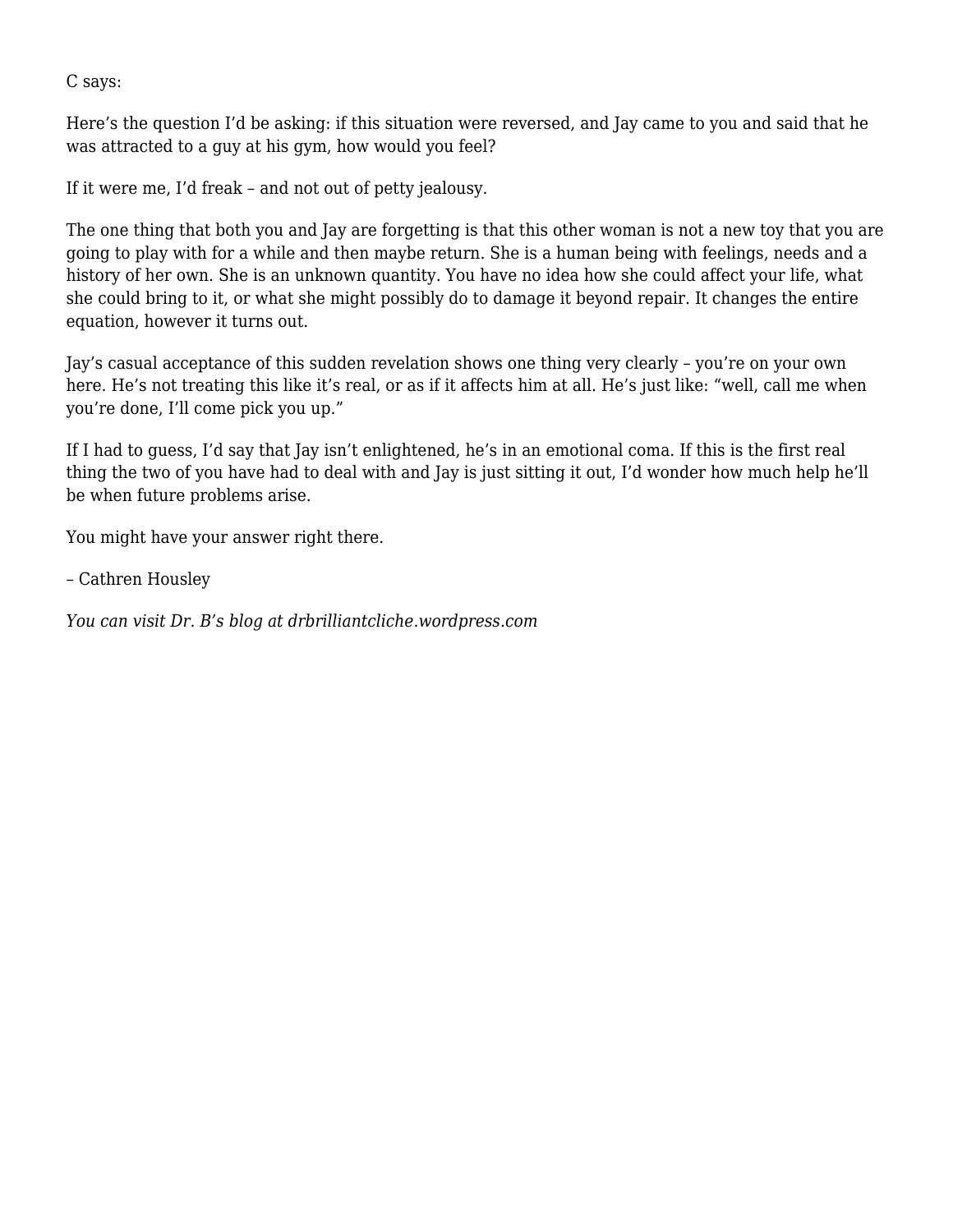C says:

Here's the question I'd be asking: if this situation were reversed, and Jay came to you and said that he was attracted to a guy at his gym, how would you feel?

If it were me, I'd freak – and not out of petty jealousy.

The one thing that both you and Jay are forgetting is that this other woman is not a new toy that you are going to play with for a while and then maybe return. She is a human being with feelings, needs and a history of her own. She is an unknown quantity. You have no idea how she could affect your life, what she could bring to it, or what she might possibly do to damage it beyond repair. It changes the entire equation, however it turns out.

Jay's casual acceptance of this sudden revelation shows one thing very clearly – you're on your own here. He's not treating this like it's real, or as if it affects him at all. He's just like: "well, call me when you're done, I'll come pick you up."

If I had to guess, I'd say that Jay isn't enlightened, he's in an emotional coma. If this is the first real thing the two of you have had to deal with and Jay is just sitting it out, I'd wonder how much help he'll be when future problems arise.

You might have your answer right there.

– Cathren Housley

*You can visit Dr. B's blog at drbrilliantcliche.wordpress.com*